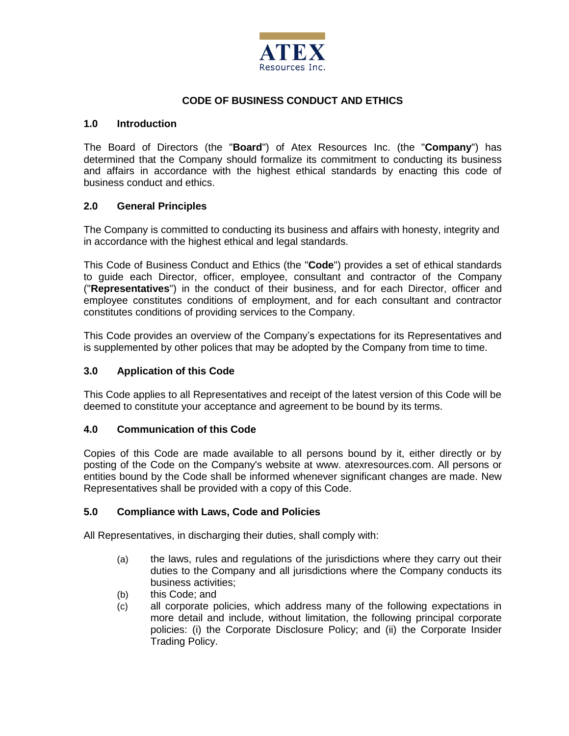ATEX
Resources Inc.

# CODE OF BUSINESS CONDUCT AND ETHICS

## 1.0 Introduction

The Board of Directors (the "**Board**") of Atex Resources Inc. (the "**Company**") has determined that the Company should formalize its commitment to conducting its business and affairs in accordance with the highest ethical standards by enacting this code of business conduct and ethics.

## 2.0 General Principles

The Company is committed to conducting its business and affairs with honesty, integrity and in accordance with the highest ethical and legal standards.

This Code of Business Conduct and Ethics (the "**Code**") provides a set of ethical standards to guide each Director, officer, employee, consultant and contractor of the Company ("**Representatives**") in the conduct of their business, and for each Director, officer and employee constitutes conditions of employment, and for each consultant and contractor constitutes conditions of providing services to the Company.

This Code provides an overview of the Company's expectations for its Representatives and is supplemented by other polices that may be adopted by the Company from time to time.

## 3.0 Application of this Code

This Code applies to all Representatives and receipt of the latest version of this Code will be deemed to constitute your acceptance and agreement to be bound by its terms.

## 4.0 Communication of this Code

Copies of this Code are made available to all persons bound by it, either directly or by posting of the Code on the Company's website at www. atexresources.com. All persons or entities bound by the Code shall be informed whenever significant changes are made. New Representatives shall be provided with a copy of this Code.

## 5.0 Compliance with Laws, Code and Policies

All Representatives, in discharging their duties, shall comply with:

(a) the laws, rules and regulations of the jurisdictions where they carry out their duties to the Company and all jurisdictions where the Company conducts its business activities;

(b) this Code; and

(c) all corporate policies, which address many of the following expectations in more detail and include, without limitation, the following principal corporate policies: (i) the Corporate Disclosure Policy; and (ii) the Corporate Insider Trading Policy.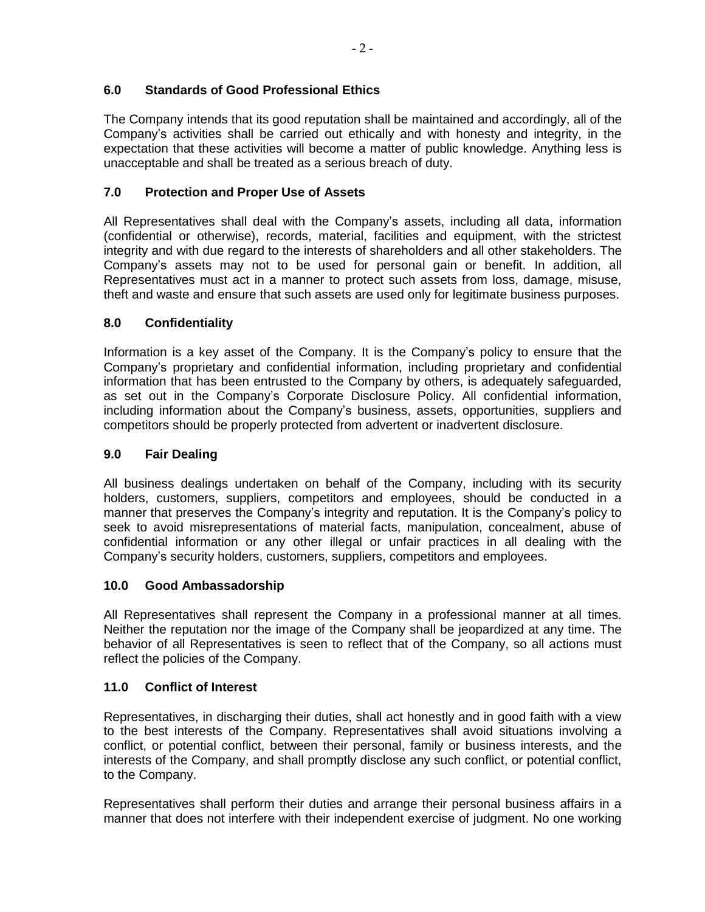## 6.0 Standards of Good Professional Ethics

The Company intends that its good reputation shall be maintained and accordingly, all of the Company's activities shall be carried out ethically and with honesty and integrity, in the expectation that these activities will become a matter of public knowledge. Anything less is unacceptable and shall be treated as a serious breach of duty.

## 7.0 Protection and Proper Use of Assets

All Representatives shall deal with the Company's assets, including all data, information (confidential or otherwise), records, material, facilities and equipment, with the strictest integrity and with due regard to the interests of shareholders and all other stakeholders. The Company's assets may not to be used for personal gain or benefit. In addition, all Representatives must act in a manner to protect such assets from loss, damage, misuse, theft and waste and ensure that such assets are used only for legitimate business purposes.

## 8.0 Confidentiality

Information is a key asset of the Company. It is the Company's policy to ensure that the Company's proprietary and confidential information, including proprietary and confidential information that has been entrusted to the Company by others, is adequately safeguarded, as set out in the Company's Corporate Disclosure Policy. All confidential information, including information about the Company's business, assets, opportunities, suppliers and competitors should be properly protected from advertent or inadvertent disclosure.

## 9.0 Fair Dealing

All business dealings undertaken on behalf of the Company, including with its security holders, customers, suppliers, competitors and employees, should be conducted in a manner that preserves the Company's integrity and reputation. It is the Company's policy to seek to avoid misrepresentations of material facts, manipulation, concealment, abuse of confidential information or any other illegal or unfair practices in all dealing with the Company's security holders, customers, suppliers, competitors and employees.

## 10.0 Good Ambassadorship

All Representatives shall represent the Company in a professional manner at all times. Neither the reputation nor the image of the Company shall be jeopardized at any time. The behavior of all Representatives is seen to reflect that of the Company, so all actions must reflect the policies of the Company.

## 11.0 Conflict of Interest

Representatives, in discharging their duties, shall act honestly and in good faith with a view to the best interests of the Company. Representatives shall avoid situations involving a conflict, or potential conflict, between their personal, family or business interests, and the interests of the Company, and shall promptly disclose any such conflict, or potential conflict, to the Company.

Representatives shall perform their duties and arrange their personal business affairs in a manner that does not interfere with their independent exercise of judgment. No one working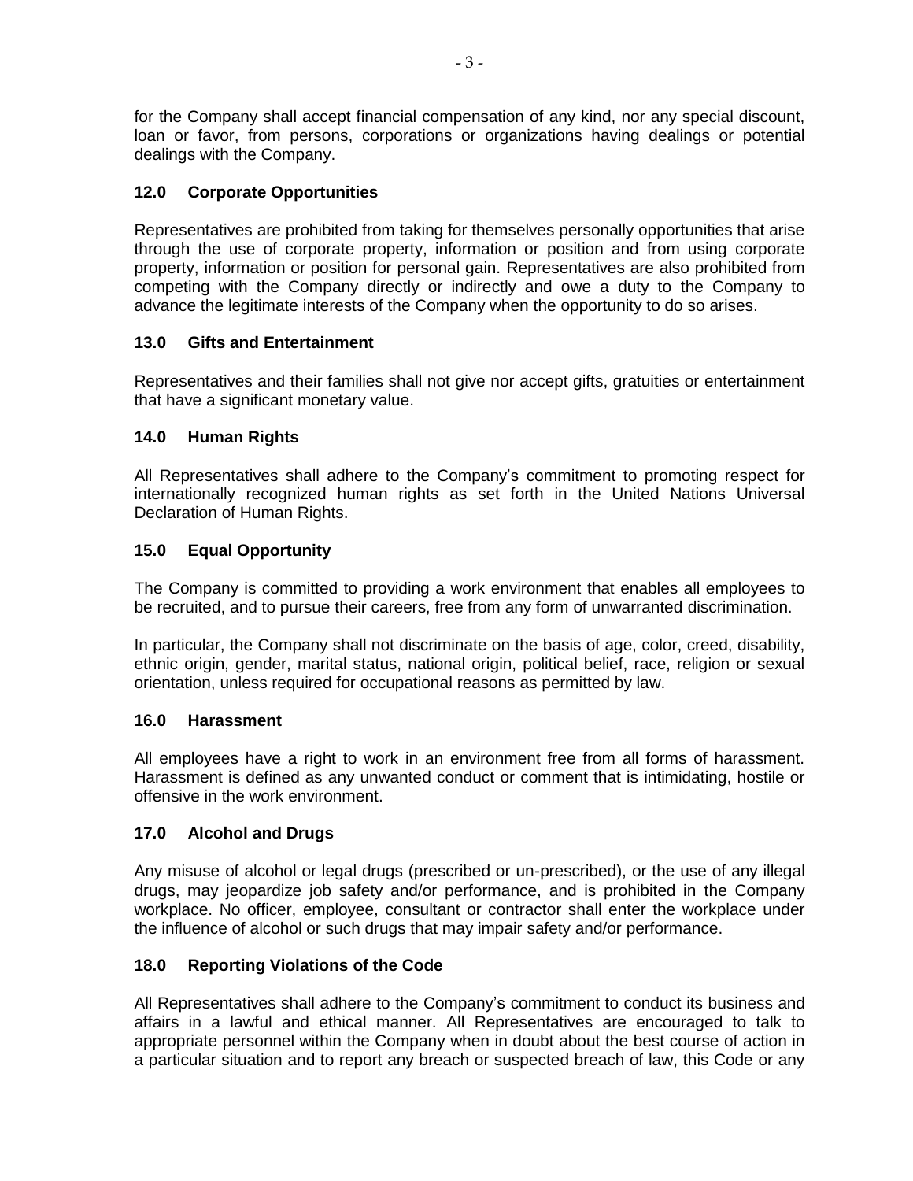for the Company shall accept financial compensation of any kind, nor any special discount, loan or favor, from persons, corporations or organizations having dealings or potential dealings with the Company.

### 12.0 Corporate Opportunities

Representatives are prohibited from taking for themselves personally opportunities that arise through the use of corporate property, information or position and from using corporate property, information or position for personal gain. Representatives are also prohibited from competing with the Company directly or indirectly and owe a duty to the Company to advance the legitimate interests of the Company when the opportunity to do so arises.

### 13.0 Gifts and Entertainment

Representatives and their families shall not give nor accept gifts, gratuities or entertainment that have a significant monetary value.

### 14.0 Human Rights

All Representatives shall adhere to the Company's commitment to promoting respect for internationally recognized human rights as set forth in the United Nations Universal Declaration of Human Rights.

### 15.0 Equal Opportunity

The Company is committed to providing a work environment that enables all employees to be recruited, and to pursue their careers, free from any form of unwarranted discrimination.

In particular, the Company shall not discriminate on the basis of age, color, creed, disability, ethnic origin, gender, marital status, national origin, political belief, race, religion or sexual orientation, unless required for occupational reasons as permitted by law.

### 16.0 Harassment

All employees have a right to work in an environment free from all forms of harassment. Harassment is defined as any unwanted conduct or comment that is intimidating, hostile or offensive in the work environment.

### 17.0 Alcohol and Drugs

Any misuse of alcohol or legal drugs (prescribed or un-prescribed), or the use of any illegal drugs, may jeopardize job safety and/or performance, and is prohibited in the Company workplace. No officer, employee, consultant or contractor shall enter the workplace under the influence of alcohol or such drugs that may impair safety and/or performance.

### 18.0 Reporting Violations of the Code

All Representatives shall adhere to the Company's commitment to conduct its business and affairs in a lawful and ethical manner. All Representatives are encouraged to talk to appropriate personnel within the Company when in doubt about the best course of action in a particular situation and to report any breach or suspected breach of law, this Code or any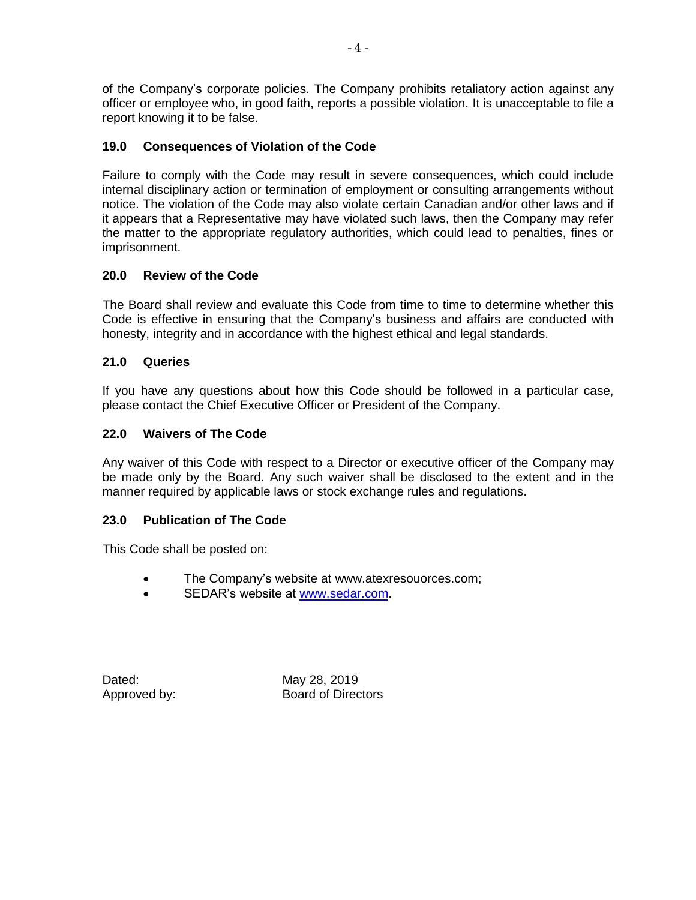of the Company's corporate policies. The Company prohibits retaliatory action against any officer or employee who, in good faith, reports a possible violation. It is unacceptable to file a report knowing it to be false.

### 19.0 Consequences of Violation of the Code

Failure to comply with the Code may result in severe consequences, which could include internal disciplinary action or termination of employment or consulting arrangements without notice. The violation of the Code may also violate certain Canadian and/or other laws and if it appears that a Representative may have violated such laws, then the Company may refer the matter to the appropriate regulatory authorities, which could lead to penalties, fines or imprisonment.

### 20.0 Review of the Code

The Board shall review and evaluate this Code from time to time to determine whether this Code is effective in ensuring that the Company's business and affairs are conducted with honesty, integrity and in accordance with the highest ethical and legal standards.

### 21.0 Queries

If you have any questions about how this Code should be followed in a particular case, please contact the Chief Executive Officer or President of the Company.

### 22.0 Waivers of The Code

Any waiver of this Code with respect to a Director or executive officer of the Company may be made only by the Board. Any such waiver shall be disclosed to the extent and in the manner required by applicable laws or stock exchange rules and regulations.

### 23.0 Publication of The Code

This Code shall be posted on:

- The Company's website at www.atexresouorces.com;
- SEDAR's website at www.sedar.com.

Dated: May 28, 2019
Approved by: Board of Directors